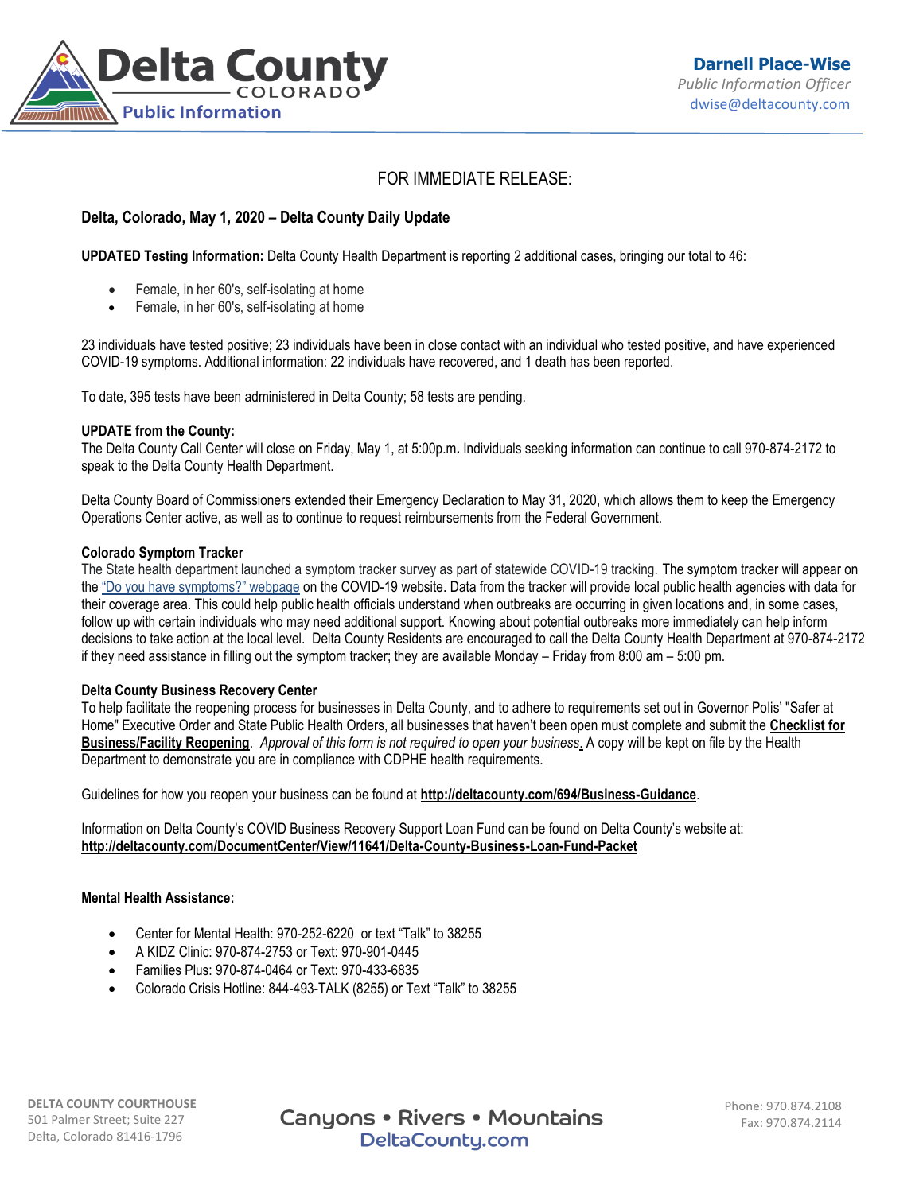Delta County COLORADO Public Information

**Darnell Place-Wise**
*Public Information Officer*
dwise@deltacounty.com

FOR IMMEDIATE RELEASE:

**Delta, Colorado, May 1, 2020 – Delta County Daily Update**

**UPDATED Testing Information:** Delta County Health Department is reporting 2 additional cases, bringing our total to 46:

- Female, in her 60's, self-isolating at home
- Female, in her 60's, self-isolating at home

23 individuals have tested positive; 23 individuals have been in close contact with an individual who tested positive, and have experienced COVID-19 symptoms. Additional information: 22 individuals have recovered, and 1 death has been reported.

To date, 395 tests have been administered in Delta County; 58 tests are pending.

**UPDATE from the County:**
The Delta County Call Center will close on Friday, May 1, at 5:00p.m**.** Individuals seeking information can continue to call 970-874-2172 to speak to the Delta County Health Department.

Delta County Board of Commissioners extended their Emergency Declaration to May 31, 2020, which allows them to keep the Emergency Operations Center active, as well as to continue to request reimbursements from the Federal Government.

**Colorado Symptom Tracker**
The State health department launched a symptom tracker survey as part of statewide COVID-19 tracking. The symptom tracker will appear on the "Do you have symptoms?" webpage on the COVID-19 website. Data from the tracker will provide local public health agencies with data for their coverage area. This could help public health officials understand when outbreaks are occurring in given locations and, in some cases, follow up with certain individuals who may need additional support. Knowing about potential outbreaks more immediately can help inform decisions to take action at the local level. Delta County Residents are encouraged to call the Delta County Health Department at 970-874-2172 if they need assistance in filling out the symptom tracker; they are available Monday – Friday from 8:00 am – 5:00 pm.

**Delta County Business Recovery Center**
To help facilitate the reopening process for businesses in Delta County, and to adhere to requirements set out in Governor Polis' "Safer at Home" Executive Order and State Public Health Orders, all businesses that haven't been open must complete and submit the **Checklist for Business/Facility Reopening**. *Approval of this form is not required to open your business.* A copy will be kept on file by the Health Department to demonstrate you are in compliance with CDPHE health requirements.

Guidelines for how you reopen your business can be found at **http://deltacounty.com/694/Business-Guidance**.

Information on Delta County's COVID Business Recovery Support Loan Fund can be found on Delta County's website at:
**http://deltacounty.com/DocumentCenter/View/11641/Delta-County-Business-Loan-Fund-Packet**

**Mental Health Assistance:**

- Center for Mental Health: 970-252-6220 or text "Talk" to 38255
- A KIDZ Clinic: 970-874-2753 or Text: 970-901-0445
- Families Plus: 970-874-0464 or Text: 970-433-6835
- Colorado Crisis Hotline: 844-493-TALK (8255) or Text "Talk" to 38255

DELTA COUNTY COURTHOUSE
501 Palmer Street; Suite 227
Delta, Colorado 81416-1796

Canyons • Rivers • Mountains
DeltaCounty.com

Phone: 970.874.2108
Fax: 970.874.2114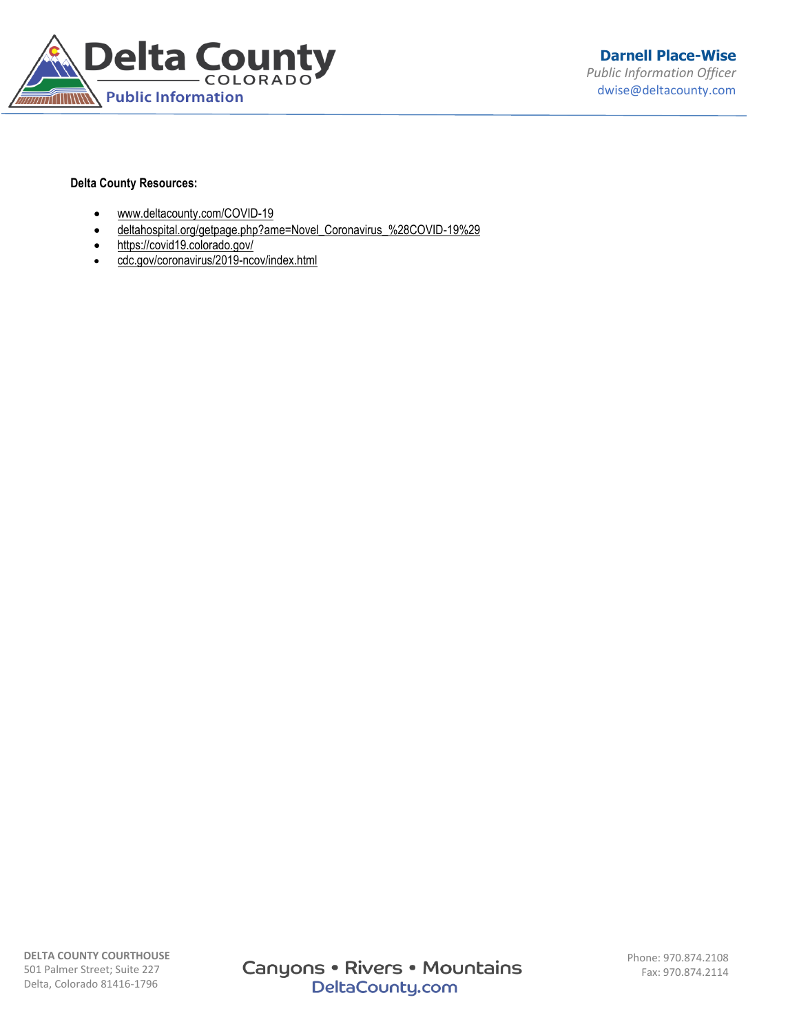**Delta County Resources:**

- www.deltacounty.com/COVID-19
- deltahospital.org/getpage.php?ame=Novel_Coronavirus_%28COVID-19%29
- https://covid19.colorado.gov/
- cdc.gov/coronavirus/2019-ncov/index.html